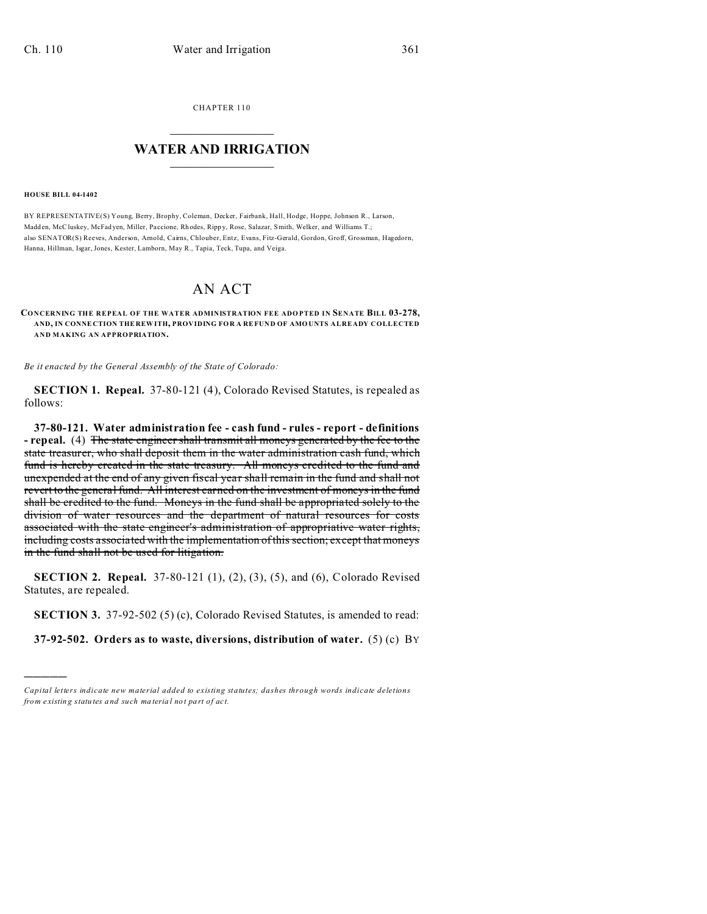CHAPTER 110

# WATER AND IRRIGATION

**HOUSE BILL 04-1402**

BY REPRESENTATIVE(S) Young, Berry, Brophy, Coleman, Decker, Fairbank, Hall, Hodge, Hoppe, Johnson R., Larson, Madden, McCluskey, McFadyen, Miller, Paccione, Rhodes, Rippy, Rose, Salazar, Smith, Welker, and Williams T.;
also SENATOR(S) Reeves, Anderson, Arnold, Cairns, Chlouber, Entz, Evans, Fitz-Gerald, Gordon, Groff, Grossman, Hagedorn, Hanna, Hillman, Isgar, Jones, Kester, Lamborn, May R., Tapia, Teck, Tupa, and Veiga.

# AN ACT

**CONCERNING THE REPEAL OF THE WATER ADMINISTRATION FEE ADOPTED IN SENATE BILL 03-278, AND, IN CONNECTION THEREWITH, PROVIDING FOR A REFUND OF AMOUNTS ALREADY COLLECTED AND MAKING AN APPROPRIATION.**

*Be it enacted by the General Assembly of the State of Colorado:*

**SECTION 1. Repeal.** 37-80-121 (4), Colorado Revised Statutes, is repealed as follows:

**37-80-121. Water administration fee - cash fund - rules - report - definitions - repeal.** (4) ~~The state engineer shall transmit all moneys generated by the fee to the state treasurer, who shall deposit them in the water administration cash fund, which fund is hereby created in the state treasury. All moneys credited to the fund and unexpended at the end of any given fiscal year shall remain in the fund and shall not revert to the general fund. All interest earned on the investment of moneys in the fund shall be credited to the fund. Moneys in the fund shall be appropriated solely to the division of water resources and the department of natural resources for costs associated with the state engineer's administration of appropriative water rights, including costs associated with the implementation of this section; except that moneys in the fund shall not be used for litigation.~~

**SECTION 2. Repeal.** 37-80-121 (1), (2), (3), (5), and (6), Colorado Revised Statutes, are repealed.

**SECTION 3.** 37-92-502 (5) (c), Colorado Revised Statutes, is amended to read:

**37-92-502. Orders as to waste, diversions, distribution of water.** (5) (c) BY

---

*Capital letters indicate new material added to existing statutes; dashes through words indicate deletions from existing statutes and such material not part of act.*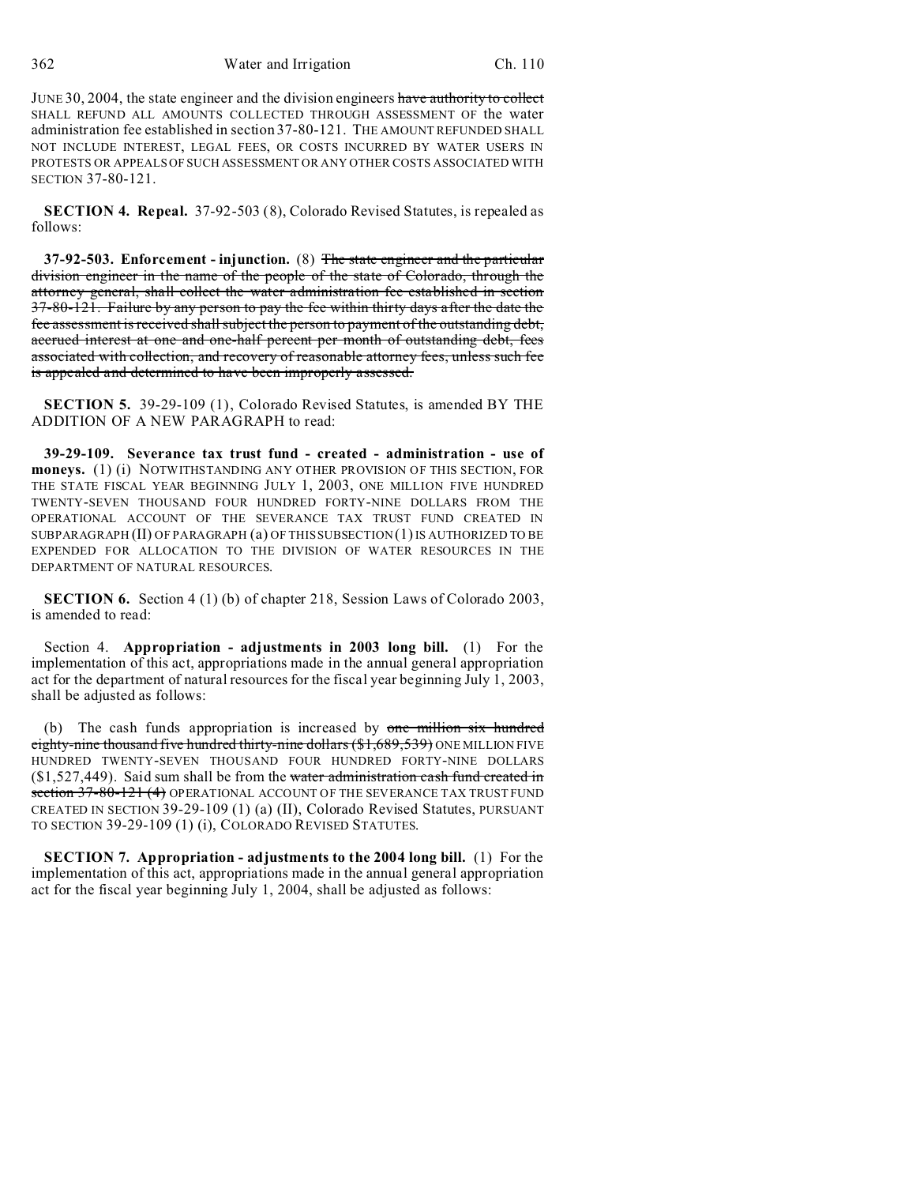JUNE 30, 2004, the state engineer and the division engineers ~~have authority to collect~~ SHALL REFUND ALL AMOUNTS COLLECTED THROUGH ASSESSMENT OF the water administration fee established in section 37-80-121. THE AMOUNT REFUNDED SHALL NOT INCLUDE INTEREST, LEGAL FEES, OR COSTS INCURRED BY WATER USERS IN PROTESTS OR APPEALS OF SUCH ASSESSMENT OR ANY OTHER COSTS ASSOCIATED WITH SECTION 37-80-121.

**SECTION 4. Repeal.** 37-92-503 (8), Colorado Revised Statutes, is repealed as follows:

**37-92-503. Enforcement - injunction.** (8) ~~The state engineer and the particular division engineer in the name of the people of the state of Colorado, through the attorney general, shall collect the water administration fee established in section 37-80-121. Failure by any person to pay the fee within thirty days after the date the fee assessment is received shall subject the person to payment of the outstanding debt, accrued interest at one and one-half percent per month of outstanding debt, fees associated with collection, and recovery of reasonable attorney fees, unless such fee is appealed and determined to have been improperly assessed.~~

**SECTION 5.** 39-29-109 (1), Colorado Revised Statutes, is amended BY THE ADDITION OF A NEW PARAGRAPH to read:

**39-29-109. Severance tax trust fund - created - administration - use of moneys.** (1) (i) NOTWITHSTANDING ANY OTHER PROVISION OF THIS SECTION, FOR THE STATE FISCAL YEAR BEGINNING JULY 1, 2003, ONE MILLION FIVE HUNDRED TWENTY-SEVEN THOUSAND FOUR HUNDRED FORTY-NINE DOLLARS FROM THE OPERATIONAL ACCOUNT OF THE SEVERANCE TAX TRUST FUND CREATED IN SUBPARAGRAPH (II) OF PARAGRAPH (a) OF THIS SUBSECTION (1) IS AUTHORIZED TO BE EXPENDED FOR ALLOCATION TO THE DIVISION OF WATER RESOURCES IN THE DEPARTMENT OF NATURAL RESOURCES.

**SECTION 6.** Section 4 (1) (b) of chapter 218, Session Laws of Colorado 2003, is amended to read:

Section 4. **Appropriation - adjustments in 2003 long bill.** (1) For the implementation of this act, appropriations made in the annual general appropriation act for the department of natural resources for the fiscal year beginning July 1, 2003, shall be adjusted as follows:

(b) The cash funds appropriation is increased by ~~one million six hundred eighty-nine thousand five hundred thirty-nine dollars ($1,689,539)~~ ONE MILLION FIVE HUNDRED TWENTY-SEVEN THOUSAND FOUR HUNDRED FORTY-NINE DOLLARS ($1,527,449). Said sum shall be from the ~~water administration cash fund created in section 37-80-121 (4)~~ OPERATIONAL ACCOUNT OF THE SEVERANCE TAX TRUST FUND CREATED IN SECTION 39-29-109 (1) (a) (II), Colorado Revised Statutes, PURSUANT TO SECTION 39-29-109 (1) (i), COLORADO REVISED STATUTES.

**SECTION 7. Appropriation - adjustments to the 2004 long bill.** (1) For the implementation of this act, appropriations made in the annual general appropriation act for the fiscal year beginning July 1, 2004, shall be adjusted as follows: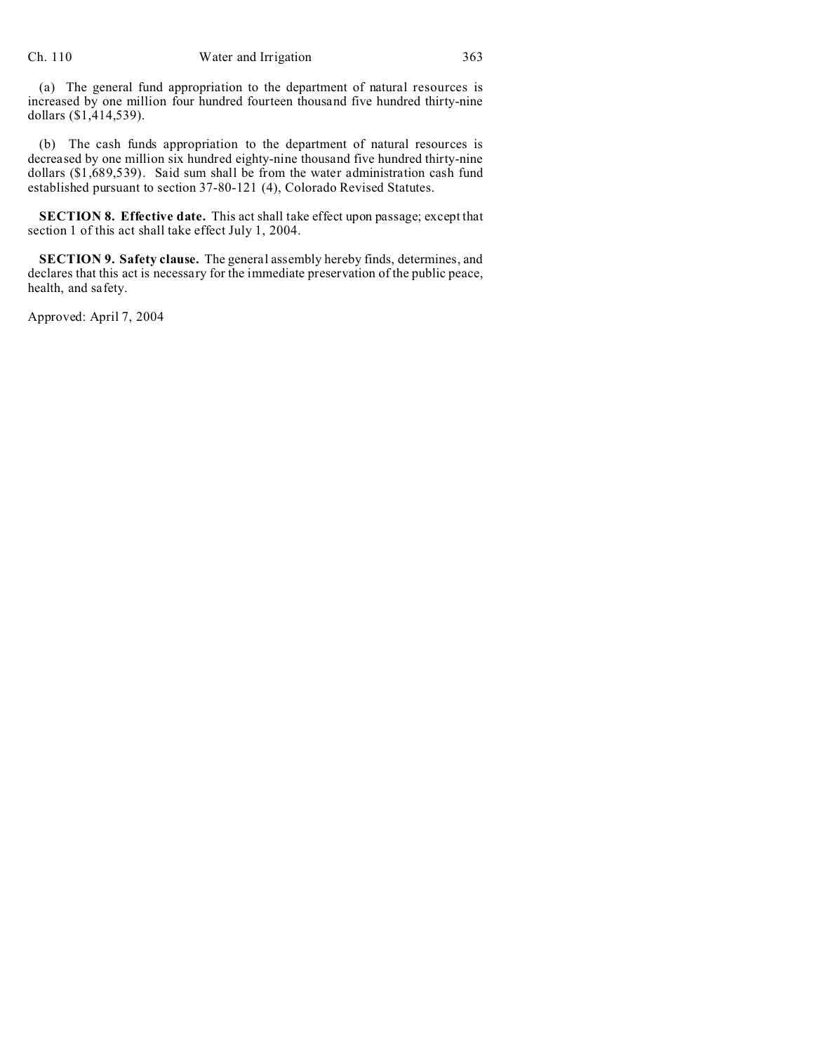(a) The general fund appropriation to the department of natural resources is increased by one million four hundred fourteen thousand five hundred thirty-nine dollars ($1,414,539).

(b) The cash funds appropriation to the department of natural resources is decreased by one million six hundred eighty-nine thousand five hundred thirty-nine dollars ($1,689,539). Said sum shall be from the water administration cash fund established pursuant to section 37-80-121 (4), Colorado Revised Statutes.

**SECTION 8. Effective date.** This act shall take effect upon passage; except that section 1 of this act shall take effect July 1, 2004.

**SECTION 9. Safety clause.** The general assembly hereby finds, determines, and declares that this act is necessary for the immediate preservation of the public peace, health, and safety.

Approved: April 7, 2004